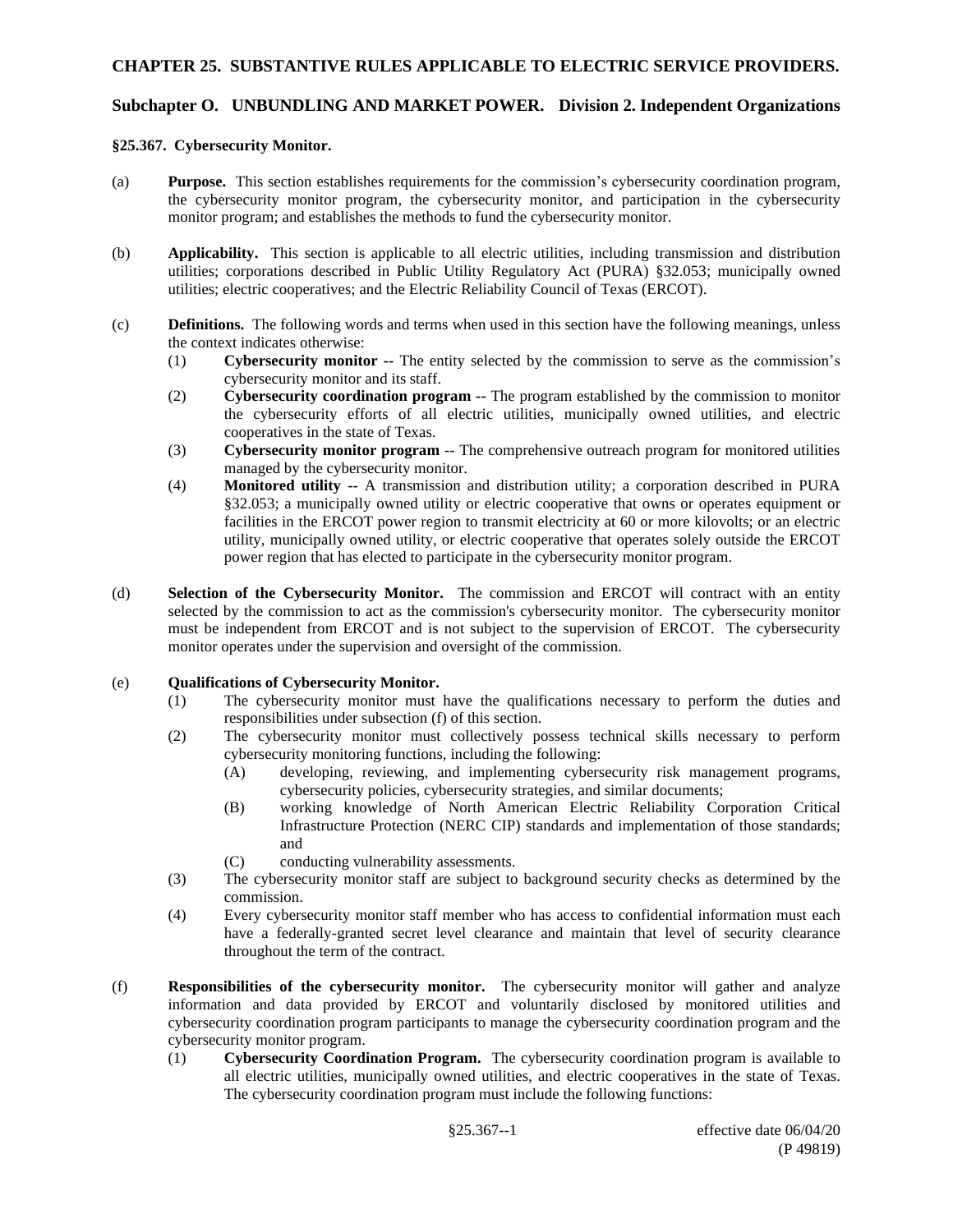# CHAPTER 25. SUBSTANTIVE RULES APPLICABLE TO ELECTRIC SERVICE PROVIDERS.

## Subchapter O. UNBUNDLING AND MARKET POWER. Division 2. Independent Organizations

### §25.367. Cybersecurity Monitor.

(a) **Purpose.** This section establishes requirements for the commission's cybersecurity coordination program, the cybersecurity monitor program, the cybersecurity monitor, and participation in the cybersecurity monitor program; and establishes the methods to fund the cybersecurity monitor.

(b) **Applicability.** This section is applicable to all electric utilities, including transmission and distribution utilities; corporations described in Public Utility Regulatory Act (PURA) §32.053; municipally owned utilities; electric cooperatives; and the Electric Reliability Council of Texas (ERCOT).

(c) **Definitions.** The following words and terms when used in this section have the following meanings, unless the context indicates otherwise:

(1) **Cybersecurity monitor --** The entity selected by the commission to serve as the commission's cybersecurity monitor and its staff.

(2) **Cybersecurity coordination program --** The program established by the commission to monitor the cybersecurity efforts of all electric utilities, municipally owned utilities, and electric cooperatives in the state of Texas.

(3) **Cybersecurity monitor program** -- The comprehensive outreach program for monitored utilities managed by the cybersecurity monitor.

(4) **Monitored utility --** A transmission and distribution utility; a corporation described in PURA §32.053; a municipally owned utility or electric cooperative that owns or operates equipment or facilities in the ERCOT power region to transmit electricity at 60 or more kilovolts; or an electric utility, municipally owned utility, or electric cooperative that operates solely outside the ERCOT power region that has elected to participate in the cybersecurity monitor program.

(d) **Selection of the Cybersecurity Monitor.** The commission and ERCOT will contract with an entity selected by the commission to act as the commission's cybersecurity monitor. The cybersecurity monitor must be independent from ERCOT and is not subject to the supervision of ERCOT. The cybersecurity monitor operates under the supervision and oversight of the commission.

(e) **Qualifications of Cybersecurity Monitor.**

(1) The cybersecurity monitor must have the qualifications necessary to perform the duties and responsibilities under subsection (f) of this section.

(2) The cybersecurity monitor must collectively possess technical skills necessary to perform cybersecurity monitoring functions, including the following:

(A) developing, reviewing, and implementing cybersecurity risk management programs, cybersecurity policies, cybersecurity strategies, and similar documents;

(B) working knowledge of North American Electric Reliability Corporation Critical Infrastructure Protection (NERC CIP) standards and implementation of those standards; and

(C) conducting vulnerability assessments.

(3) The cybersecurity monitor staff are subject to background security checks as determined by the commission.

(4) Every cybersecurity monitor staff member who has access to confidential information must each have a federally-granted secret level clearance and maintain that level of security clearance throughout the term of the contract.

(f) **Responsibilities of the cybersecurity monitor.** The cybersecurity monitor will gather and analyze information and data provided by ERCOT and voluntarily disclosed by monitored utilities and cybersecurity coordination program participants to manage the cybersecurity coordination program and the cybersecurity monitor program.

(1) **Cybersecurity Coordination Program.** The cybersecurity coordination program is available to all electric utilities, municipally owned utilities, and electric cooperatives in the state of Texas. The cybersecurity coordination program must include the following functions: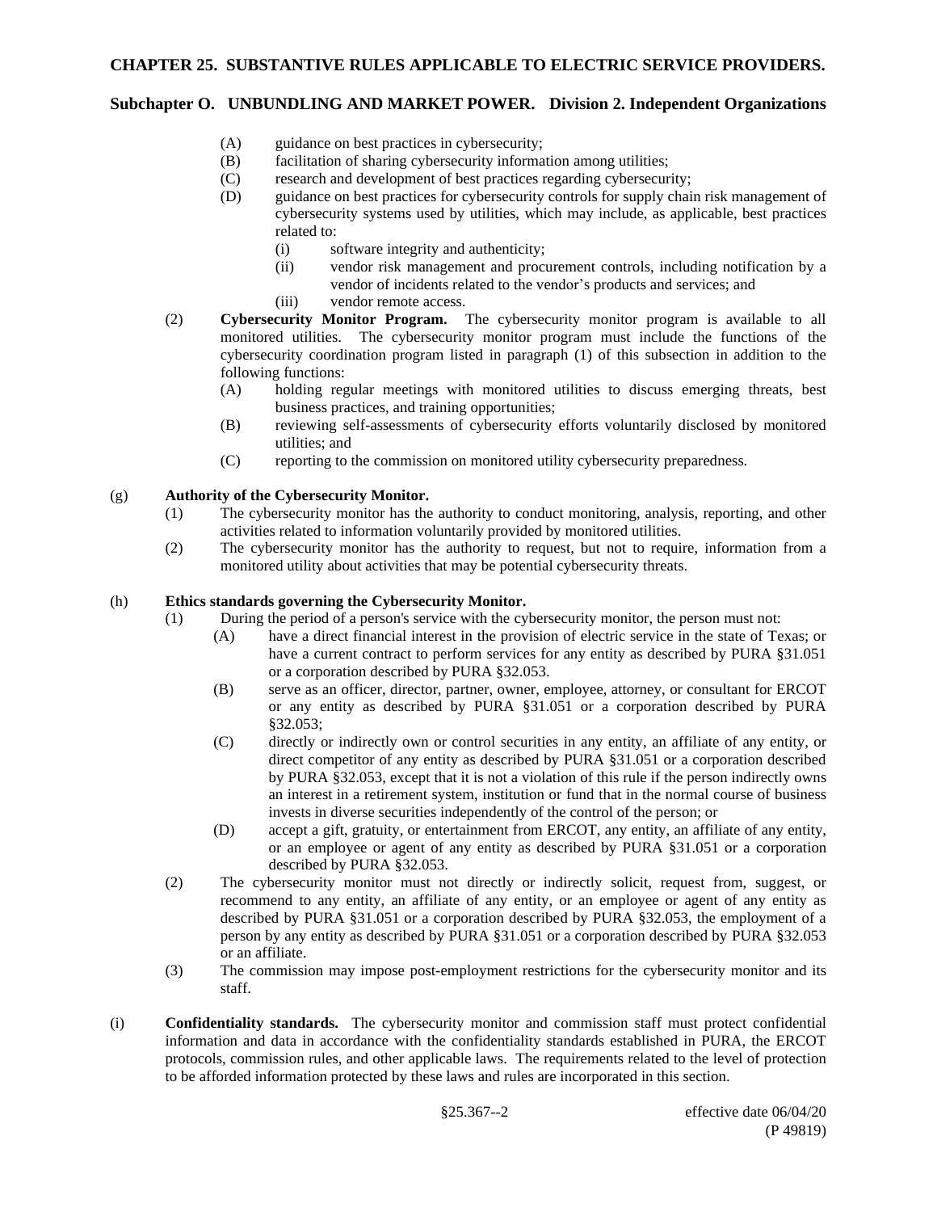(A) guidance on best practices in cybersecurity;

(B) facilitation of sharing cybersecurity information among utilities;

(C) research and development of best practices regarding cybersecurity;

(D) guidance on best practices for cybersecurity controls for supply chain risk management of cybersecurity systems used by utilities, which may include, as applicable, best practices related to:

(i) software integrity and authenticity;

(ii) vendor risk management and procurement controls, including notification by a vendor of incidents related to the vendor's products and services; and

(iii) vendor remote access.

(2) **Cybersecurity Monitor Program.** The cybersecurity monitor program is available to all monitored utilities. The cybersecurity monitor program must include the functions of the cybersecurity coordination program listed in paragraph (1) of this subsection in addition to the following functions:

(A) holding regular meetings with monitored utilities to discuss emerging threats, best business practices, and training opportunities;

(B) reviewing self-assessments of cybersecurity efforts voluntarily disclosed by monitored utilities; and

(C) reporting to the commission on monitored utility cybersecurity preparedness.

(g) **Authority of the Cybersecurity Monitor.**

(1) The cybersecurity monitor has the authority to conduct monitoring, analysis, reporting, and other activities related to information voluntarily provided by monitored utilities.

(2) The cybersecurity monitor has the authority to request, but not to require, information from a monitored utility about activities that may be potential cybersecurity threats.

(h) **Ethics standards governing the Cybersecurity Monitor.**

(1) During the period of a person's service with the cybersecurity monitor, the person must not:

(A) have a direct financial interest in the provision of electric service in the state of Texas; or have a current contract to perform services for any entity as described by PURA §31.051 or a corporation described by PURA §32.053.

(B) serve as an officer, director, partner, owner, employee, attorney, or consultant for ERCOT or any entity as described by PURA §31.051 or a corporation described by PURA §32.053;

(C) directly or indirectly own or control securities in any entity, an affiliate of any entity, or direct competitor of any entity as described by PURA §31.051 or a corporation described by PURA §32.053, except that it is not a violation of this rule if the person indirectly owns an interest in a retirement system, institution or fund that in the normal course of business invests in diverse securities independently of the control of the person; or

(D) accept a gift, gratuity, or entertainment from ERCOT, any entity, an affiliate of any entity, or an employee or agent of any entity as described by PURA §31.051 or a corporation described by PURA §32.053.

(2) The cybersecurity monitor must not directly or indirectly solicit, request from, suggest, or recommend to any entity, an affiliate of any entity, or an employee or agent of any entity as described by PURA §31.051 or a corporation described by PURA §32.053, the employment of a person by any entity as described by PURA §31.051 or a corporation described by PURA §32.053 or an affiliate.

(3) The commission may impose post-employment restrictions for the cybersecurity monitor and its staff.

(i) **Confidentiality standards.** The cybersecurity monitor and commission staff must protect confidential information and data in accordance with the confidentiality standards established in PURA, the ERCOT protocols, commission rules, and other applicable laws. The requirements related to the level of protection to be afforded information protected by these laws and rules are incorporated in this section.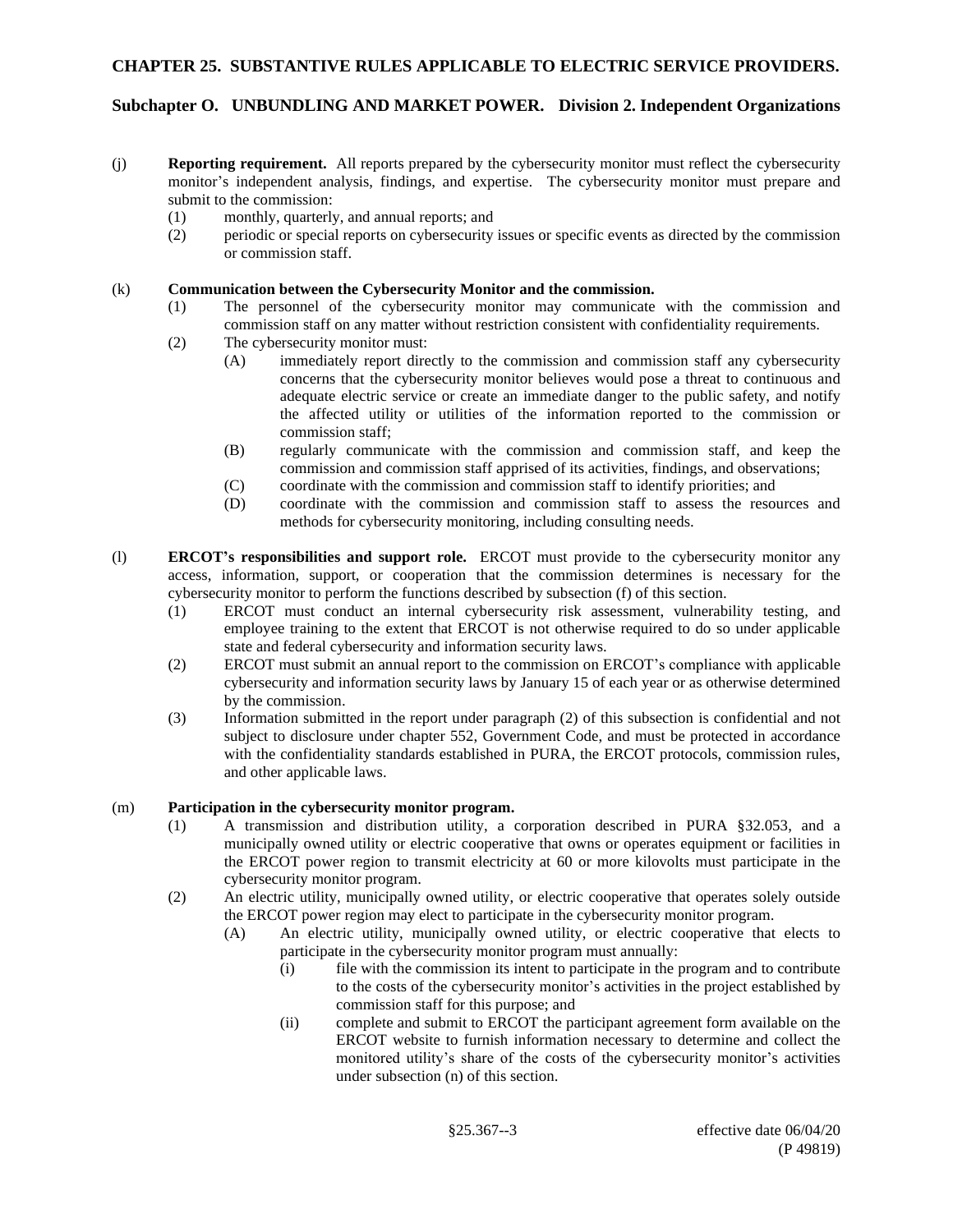(j) **Reporting requirement.** All reports prepared by the cybersecurity monitor must reflect the cybersecurity monitor's independent analysis, findings, and expertise. The cybersecurity monitor must prepare and submit to the commission:

(1) monthly, quarterly, and annual reports; and

(2) periodic or special reports on cybersecurity issues or specific events as directed by the commission or commission staff.

(k) **Communication between the Cybersecurity Monitor and the commission.**

(1) The personnel of the cybersecurity monitor may communicate with the commission and commission staff on any matter without restriction consistent with confidentiality requirements.

(2) The cybersecurity monitor must:

(A) immediately report directly to the commission and commission staff any cybersecurity concerns that the cybersecurity monitor believes would pose a threat to continuous and adequate electric service or create an immediate danger to the public safety, and notify the affected utility or utilities of the information reported to the commission or commission staff;

(B) regularly communicate with the commission and commission staff, and keep the commission and commission staff apprised of its activities, findings, and observations;

(C) coordinate with the commission and commission staff to identify priorities; and

(D) coordinate with the commission and commission staff to assess the resources and methods for cybersecurity monitoring, including consulting needs.

(l) **ERCOT's responsibilities and support role.** ERCOT must provide to the cybersecurity monitor any access, information, support, or cooperation that the commission determines is necessary for the cybersecurity monitor to perform the functions described by subsection (f) of this section.

(1) ERCOT must conduct an internal cybersecurity risk assessment, vulnerability testing, and employee training to the extent that ERCOT is not otherwise required to do so under applicable state and federal cybersecurity and information security laws.

(2) ERCOT must submit an annual report to the commission on ERCOT's compliance with applicable cybersecurity and information security laws by January 15 of each year or as otherwise determined by the commission.

(3) Information submitted in the report under paragraph (2) of this subsection is confidential and not subject to disclosure under chapter 552, Government Code, and must be protected in accordance with the confidentiality standards established in PURA, the ERCOT protocols, commission rules, and other applicable laws.

(m) **Participation in the cybersecurity monitor program.**

(1) A transmission and distribution utility, a corporation described in PURA §32.053, and a municipally owned utility or electric cooperative that owns or operates equipment or facilities in the ERCOT power region to transmit electricity at 60 or more kilovolts must participate in the cybersecurity monitor program.

(2) An electric utility, municipally owned utility, or electric cooperative that operates solely outside the ERCOT power region may elect to participate in the cybersecurity monitor program.

(A) An electric utility, municipally owned utility, or electric cooperative that elects to participate in the cybersecurity monitor program must annually:

(i) file with the commission its intent to participate in the program and to contribute to the costs of the cybersecurity monitor's activities in the project established by commission staff for this purpose; and

(ii) complete and submit to ERCOT the participant agreement form available on the ERCOT website to furnish information necessary to determine and collect the monitored utility's share of the costs of the cybersecurity monitor's activities under subsection (n) of this section.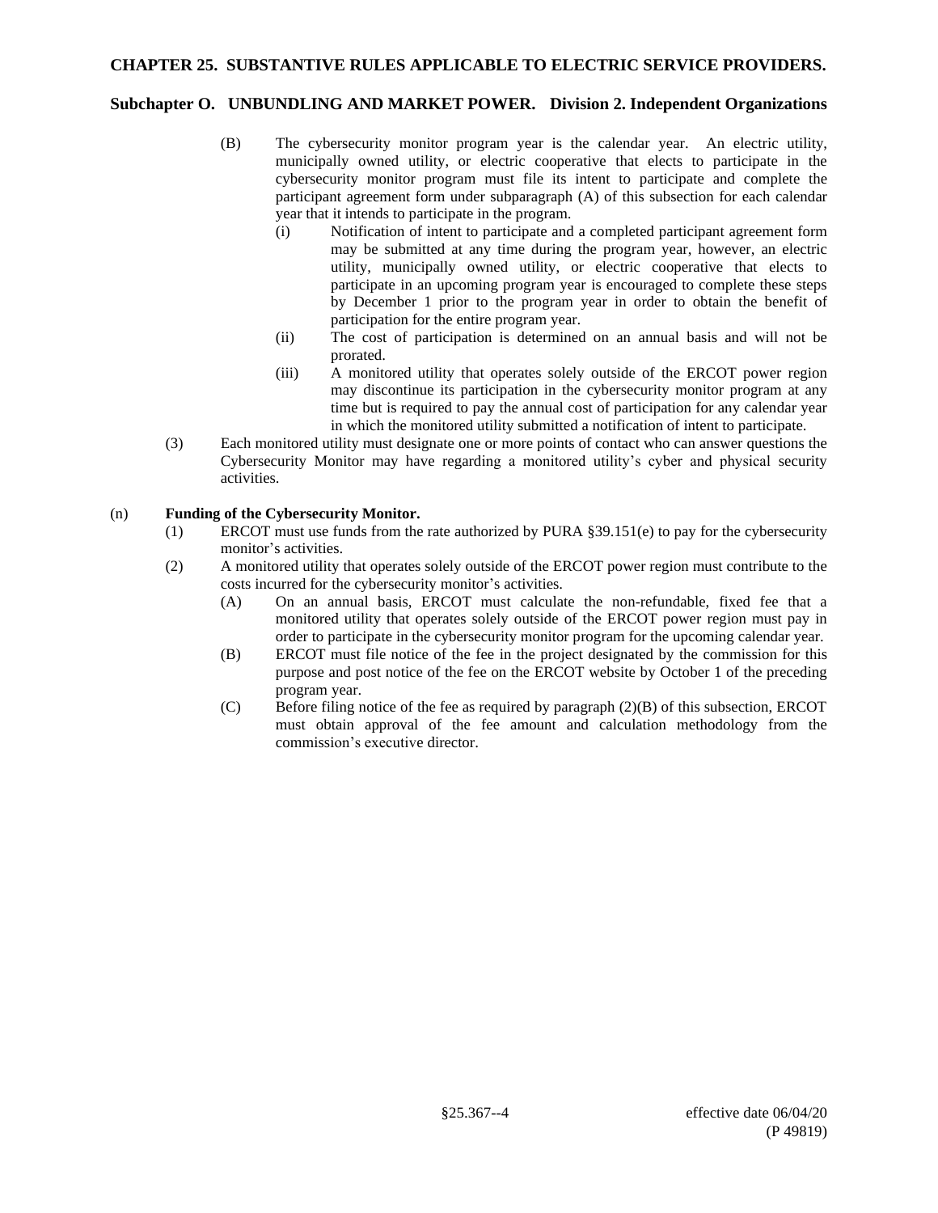(B) The cybersecurity monitor program year is the calendar year. An electric utility, municipally owned utility, or electric cooperative that elects to participate in the cybersecurity monitor program must file its intent to participate and complete the participant agreement form under subparagraph (A) of this subsection for each calendar year that it intends to participate in the program.

(i) Notification of intent to participate and a completed participant agreement form may be submitted at any time during the program year, however, an electric utility, municipally owned utility, or electric cooperative that elects to participate in an upcoming program year is encouraged to complete these steps by December 1 prior to the program year in order to obtain the benefit of participation for the entire program year.

(ii) The cost of participation is determined on an annual basis and will not be prorated.

(iii) A monitored utility that operates solely outside of the ERCOT power region may discontinue its participation in the cybersecurity monitor program at any time but is required to pay the annual cost of participation for any calendar year in which the monitored utility submitted a notification of intent to participate.

(3) Each monitored utility must designate one or more points of contact who can answer questions the Cybersecurity Monitor may have regarding a monitored utility's cyber and physical security activities.

(n) **Funding of the Cybersecurity Monitor.**

(1) ERCOT must use funds from the rate authorized by PURA §39.151(e) to pay for the cybersecurity monitor's activities.

(2) A monitored utility that operates solely outside of the ERCOT power region must contribute to the costs incurred for the cybersecurity monitor's activities.

(A) On an annual basis, ERCOT must calculate the non-refundable, fixed fee that a monitored utility that operates solely outside of the ERCOT power region must pay in order to participate in the cybersecurity monitor program for the upcoming calendar year.

(B) ERCOT must file notice of the fee in the project designated by the commission for this purpose and post notice of the fee on the ERCOT website by October 1 of the preceding program year.

(C) Before filing notice of the fee as required by paragraph (2)(B) of this subsection, ERCOT must obtain approval of the fee amount and calculation methodology from the commission's executive director.